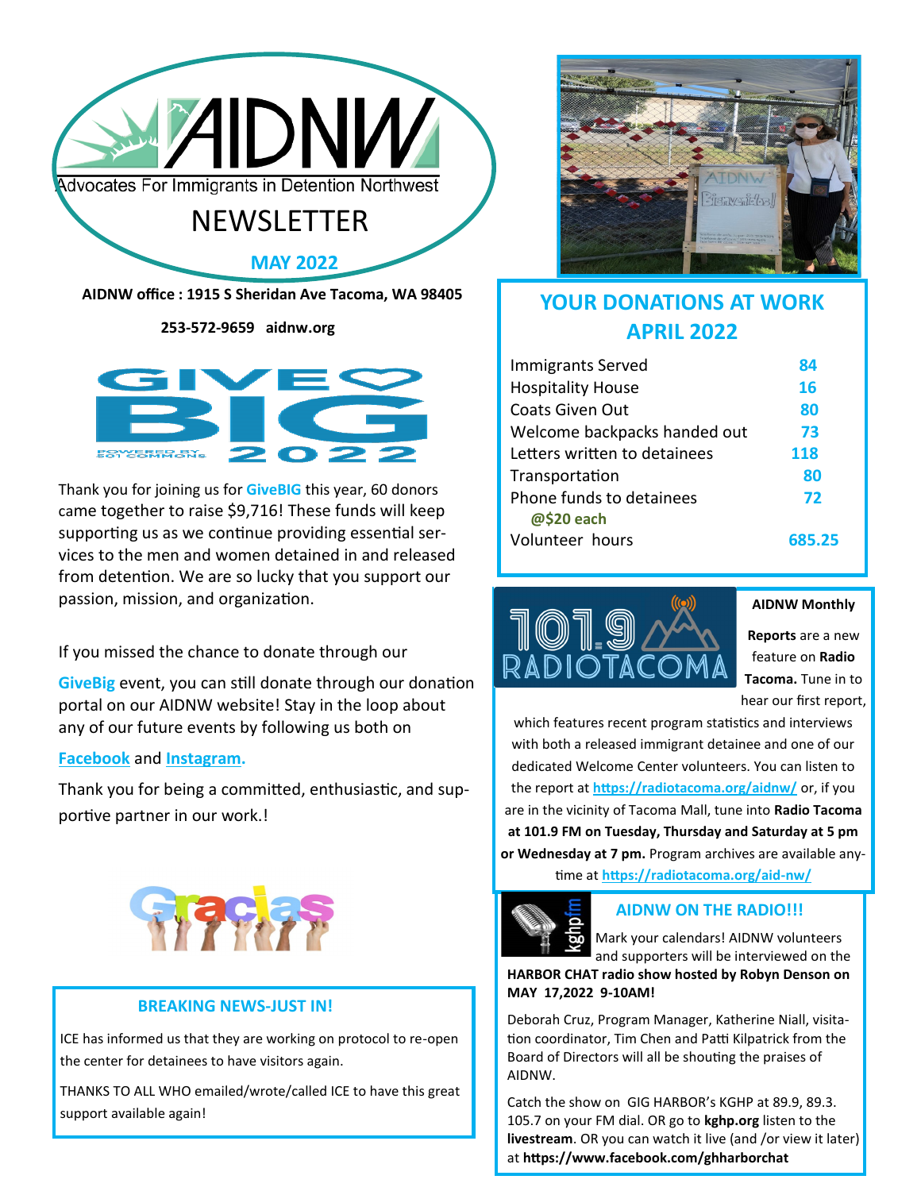# AIDNW

Advocates For Immigrants in Detention Northwest

## NEWSLETTER

**MAY 2022**

**AIDNW office : 1915 S Sheridan Ave Tacoma, WA 98405**

**253-572-9659 aidnw.org**

GIVE BIG 2022

Thank you for joining us for **GiveBIG** this year, 60 donors came together to raise $9,716! These funds will keep supporting us as we continue providing essential services to the men and women detained in and released from detention. We are so lucky that you support our passion, mission, and organization.

If you missed the chance to donate through our **GiveBig** event, you can still donate through our donation portal on our AIDNW website! Stay in the loop about any of our future events by following us both on **Facebook** and **Instagram.**

Thank you for being a committed, enthusiastic, and supportive partner in our work.!

Gracias

### BREAKING NEWS-JUST IN!

ICE has informed us that they are working on protocol to re-open the center for detainees to have visitors again.

THANKS TO ALL WHO emailed/wrote/called ICE to have this great support available again!

## YOUR DONATIONS AT WORK APRIL 2022

| | |
|---|---|
| Immigrants Served | 84 |
| Hospitality House | 16 |
| Coats Given Out | 80 |
| Welcome backpacks handed out | 73 |
| Letters written to detainees | 118 |
| Transportation | 80 |
| Phone funds to detainees **@$20 each** | 72 |
| Volunteer hours | 685.25 |

101.9 RADIOTACOMA

**AIDNW Monthly Reports** are a new feature on **Radio Tacoma.** Tune in to hear our first report, which features recent program statistics and interviews with both a released immigrant detainee and one of our dedicated Welcome Center volunteers. You can listen to the report at https://radiotacoma.org/aidnw/ or, if you are in the vicinity of Tacoma Mall, tune into **Radio Tacoma at 101.9 FM on Tuesday, Thursday and Saturday at 5 pm or Wednesday at 7 pm.** Program archives are available anytime at https://radiotacoma.org/aid-nw/

### AIDNW ON THE RADIO!!!

Mark your calendars! AIDNW volunteers and supporters will be interviewed on the **HARBOR CHAT radio show hosted by Robyn Denson on MAY 17,2022 9-10AM!**

Deborah Cruz, Program Manager, Katherine Niall, visitation coordinator, Tim Chen and Patti Kilpatrick from the Board of Directors will all be shouting the praises of AIDNW.

Catch the show on GIG HARBOR's KGHP at 89.9, 89.3. 105.7 on your FM dial. OR go to **kghp.org** listen to the **livestream**. OR you can watch it live (and /or view it later) at **https://www.facebook.com/ghharborchat**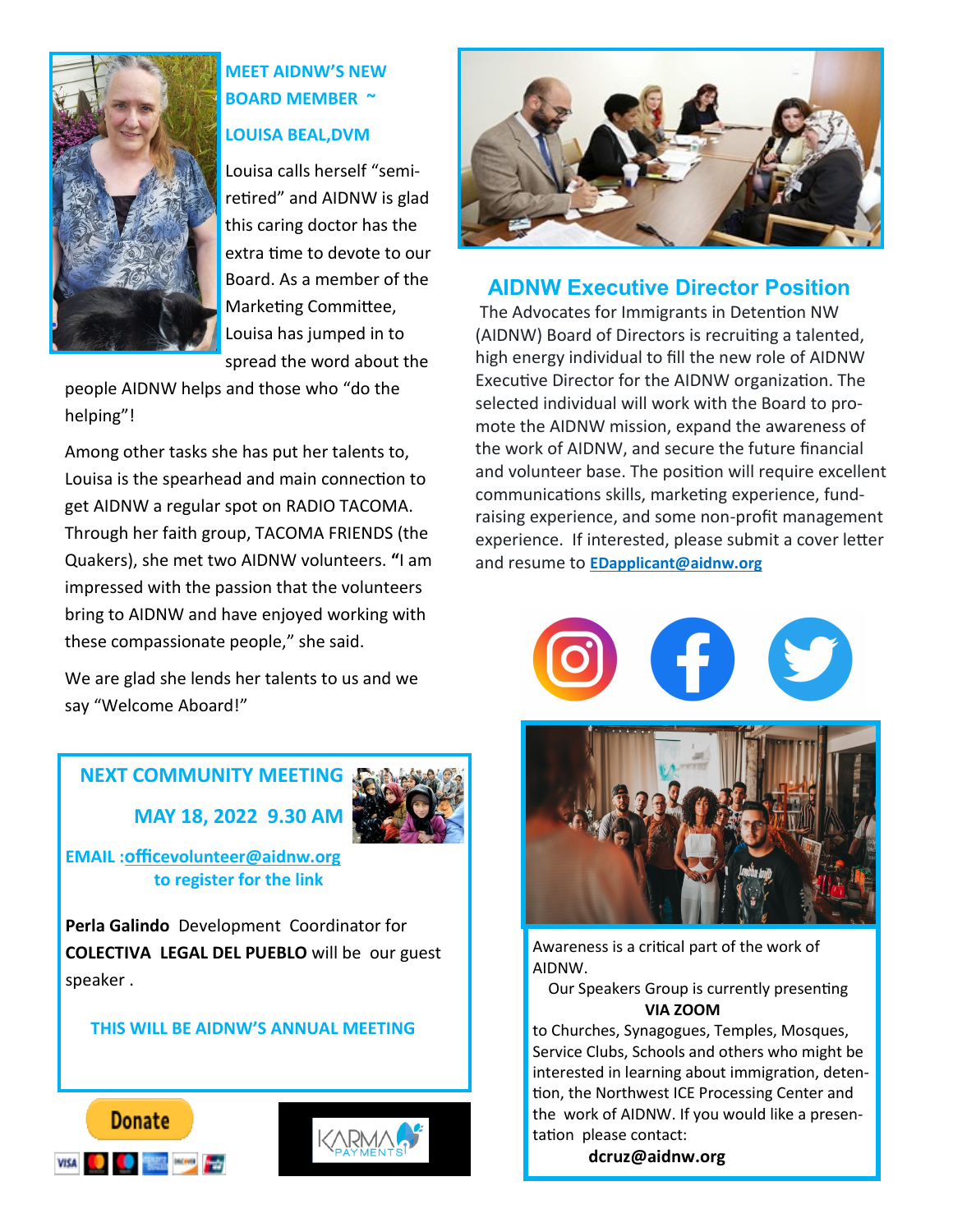## MEET AIDNW'S NEW BOARD MEMBER ~

## LOUISA BEAL,DVM

Louisa calls herself "semi-retired" and AIDNW is glad this caring doctor has the extra time to devote to our Board. As a member of the Marketing Committee, Louisa has jumped in to spread the word about the people AIDNW helps and those who "do the helping"!

Among other tasks she has put her talents to, Louisa is the spearhead and main connection to get AIDNW a regular spot on RADIO TACOMA. Through her faith group, TACOMA FRIENDS (the Quakers), she met two AIDNW volunteers. **"**I am impressed with the passion that the volunteers bring to AIDNW and have enjoyed working with these compassionate people," she said.

We are glad she lends her talents to us and we say "Welcome Aboard!"

## NEXT COMMUNITY MEETING

## MAY 18, 2022 9.30 AM

**EMAIL :officevolunteer@aidnw.org to register for the link**

**Perla Galindo** Development Coordinator for **COLECTIVA LEGAL DEL PUEBLO** will be our guest speaker .

**THIS WILL BE AIDNW'S ANNUAL MEETING**

Donate

## AIDNW Executive Director Position

The Advocates for Immigrants in Detention NW (AIDNW) Board of Directors is recruiting a talented, high energy individual to fill the new role of AIDNW Executive Director for the AIDNW organization. The selected individual will work with the Board to promote the AIDNW mission, expand the awareness of the work of AIDNW, and secure the future financial and volunteer base. The position will require excellent communications skills, marketing experience, fund-raising experience, and some non-profit management experience. If interested, please submit a cover letter and resume to **EDapplicant@aidnw.org**

Awareness is a critical part of the work of AIDNW.

Our Speakers Group is currently presenting **VIA ZOOM** to Churches, Synagogues, Temples, Mosques, Service Clubs, Schools and others who might be interested in learning about immigration, detention, the Northwest ICE Processing Center and the work of AIDNW. If you would like a presentation please contact:

**dcruz@aidnw.org**